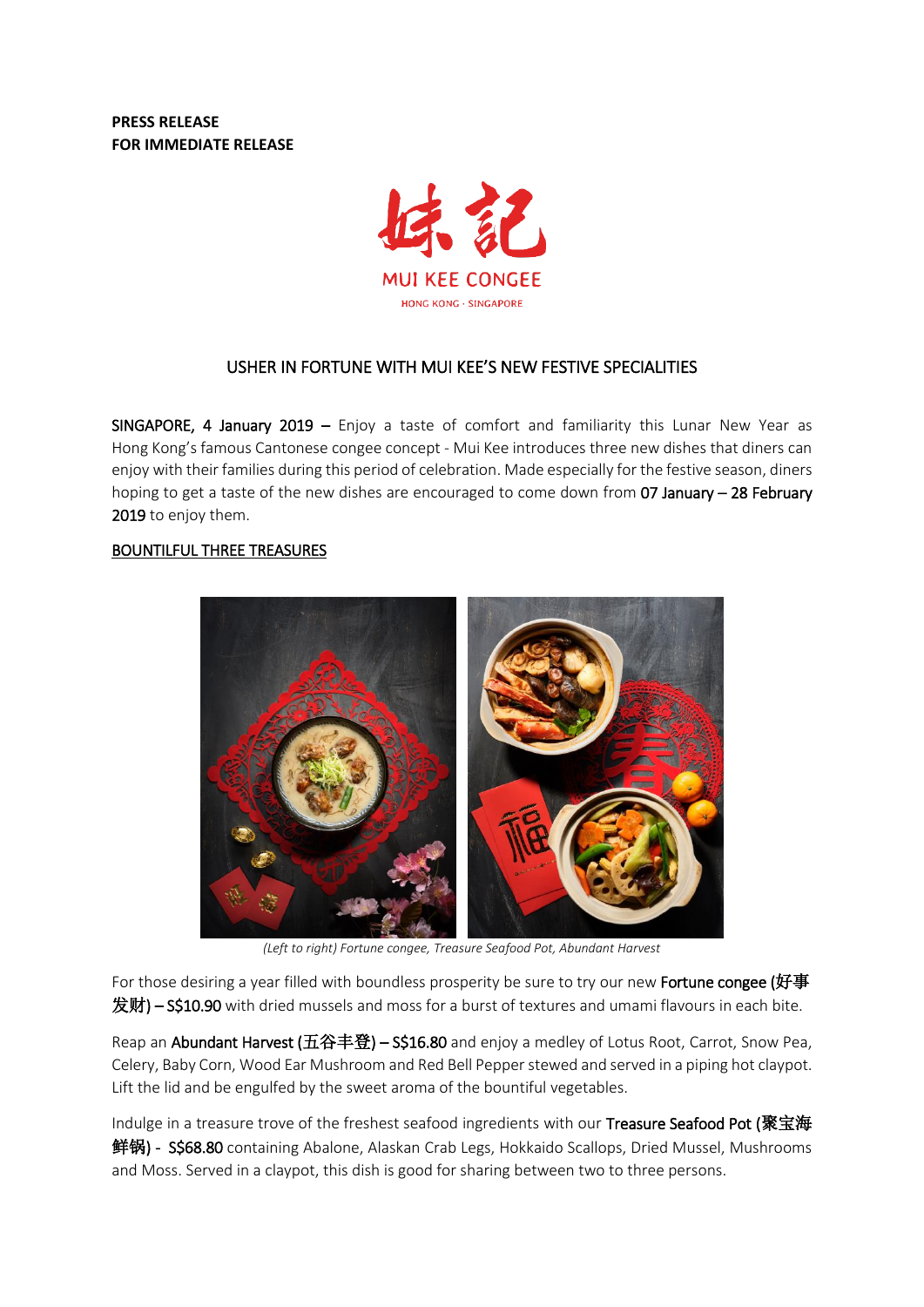**PRESS RELEASE**
**FOR IMMEDIATE RELEASE**

妹記
MUI KEE CONGEE
HONG KONG · SINGAPORE

## USHER IN FORTUNE WITH MUI KEE'S NEW FESTIVE SPECIALITIES

**SINGAPORE, 4 January 2019 –** Enjoy a taste of comfort and familiarity this Lunar New Year as Hong Kong's famous Cantonese congee concept - Mui Kee introduces three new dishes that diners can enjoy with their families during this period of celebration. Made especially for the festive season, diners hoping to get a taste of the new dishes are encouraged to come down from **07 January – 28 February 2019** to enjoy them.

### BOUNTILFUL THREE TREASURES

*(Left to right) Fortune congee, Treasure Seafood Pot, Abundant Harvest*

For those desiring a year filled with boundless prosperity be sure to try our new **Fortune congee (好事发财) – S$10.90** with dried mussels and moss for a burst of textures and umami flavours in each bite.

Reap an **Abundant Harvest (五谷丰登) – S$16.80** and enjoy a medley of Lotus Root, Carrot, Snow Pea, Celery, Baby Corn, Wood Ear Mushroom and Red Bell Pepper stewed and served in a piping hot claypot. Lift the lid and be engulfed by the sweet aroma of the bountiful vegetables.

Indulge in a treasure trove of the freshest seafood ingredients with our **Treasure Seafood Pot (聚宝海鲜锅) - S$68.80** containing Abalone, Alaskan Crab Legs, Hokkaido Scallops, Dried Mussel, Mushrooms and Moss. Served in a claypot, this dish is good for sharing between two to three persons.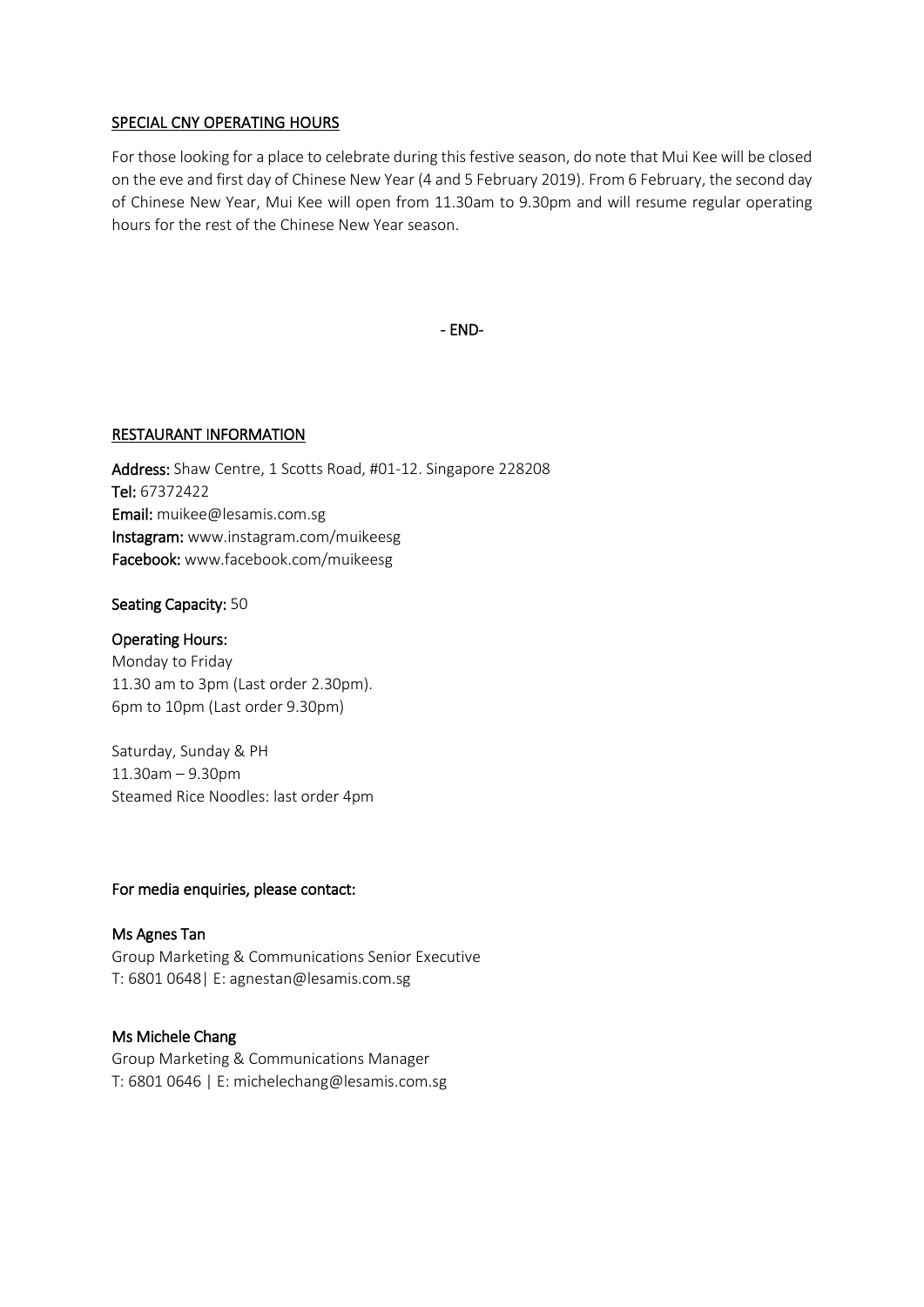## SPECIAL CNY OPERATING HOURS

For those looking for a place to celebrate during this festive season, do note that Mui Kee will be closed on the eve and first day of Chinese New Year (4 and 5 February 2019). From 6 February, the second day of Chinese New Year, Mui Kee will open from 11.30am to 9.30pm and will resume regular operating hours for the rest of the Chinese New Year season.

- END-

## RESTAURANT INFORMATION

**Address:** Shaw Centre, 1 Scotts Road, #01-12. Singapore 228208
**Tel:** 67372422
**Email:** muikee@lesamis.com.sg
**Instagram:** www.instagram.com/muikeesg
**Facebook:** www.facebook.com/muikeesg

**Seating Capacity:** 50

**Operating Hours:**
Monday to Friday
11.30 am to 3pm (Last order 2.30pm).
6pm to 10pm (Last order 9.30pm)

Saturday, Sunday & PH
11.30am – 9.30pm
Steamed Rice Noodles: last order 4pm

**For media enquiries, please contact:**

**Ms Agnes Tan**
Group Marketing & Communications Senior Executive
T: 6801 0648| E: agnestan@lesamis.com.sg

**Ms Michele Chang**
Group Marketing & Communications Manager
T: 6801 0646 | E: michelechang@lesamis.com.sg